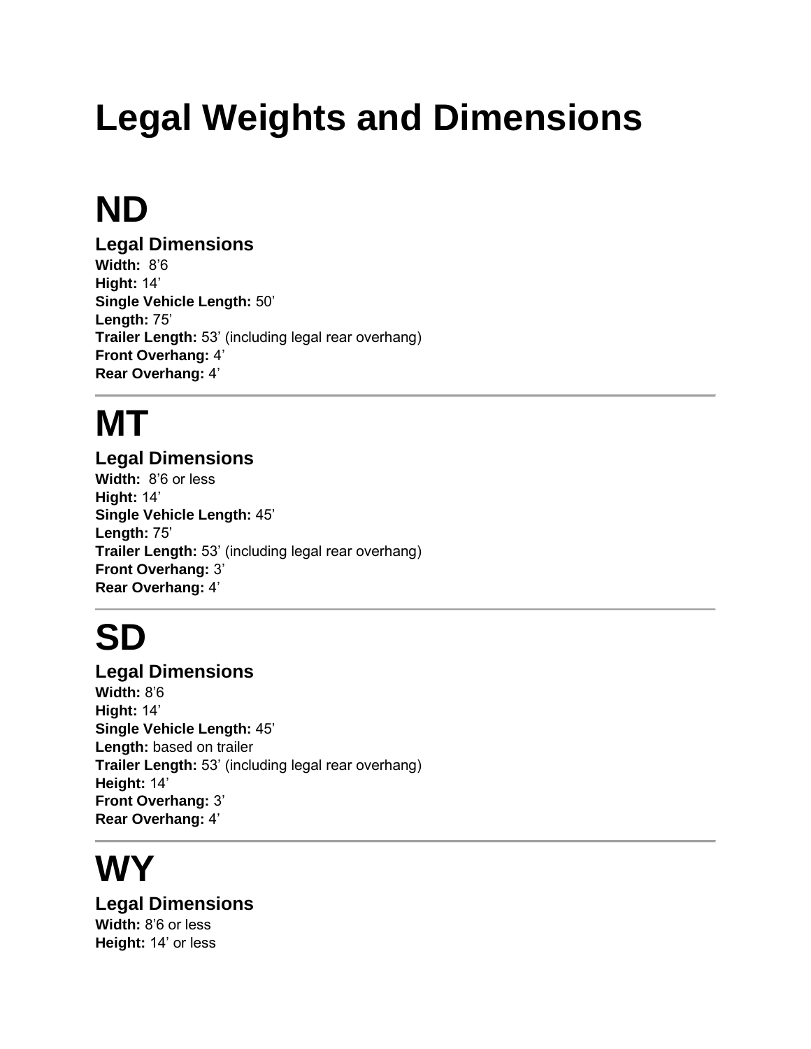# Legal Weights and Dimensions

# ND

### Legal Dimensions

**Width:** 8'6
**Hight:** 14'
**Single Vehicle Length:** 50'
**Length:** 75'
**Trailer Length:** 53' (including legal rear overhang)
**Front Overhang:** 4'
**Rear Overhang:** 4'

---

# MT

### Legal Dimensions

**Width:** 8'6 or less
**Hight:** 14'
**Single Vehicle Length:** 45'
**Length:** 75'
**Trailer Length:** 53' (including legal rear overhang)
**Front Overhang:** 3'
**Rear Overhang:** 4'

---

# SD

### Legal Dimensions

**Width:** 8'6
**Hight:** 14'
**Single Vehicle Length:** 45'
**Length:** based on trailer
**Trailer Length:** 53' (including legal rear overhang)
**Height:** 14'
**Front Overhang:** 3'
**Rear Overhang:** 4'

---

# WY

### Legal Dimensions

**Width:** 8'6 or less
**Height:** 14' or less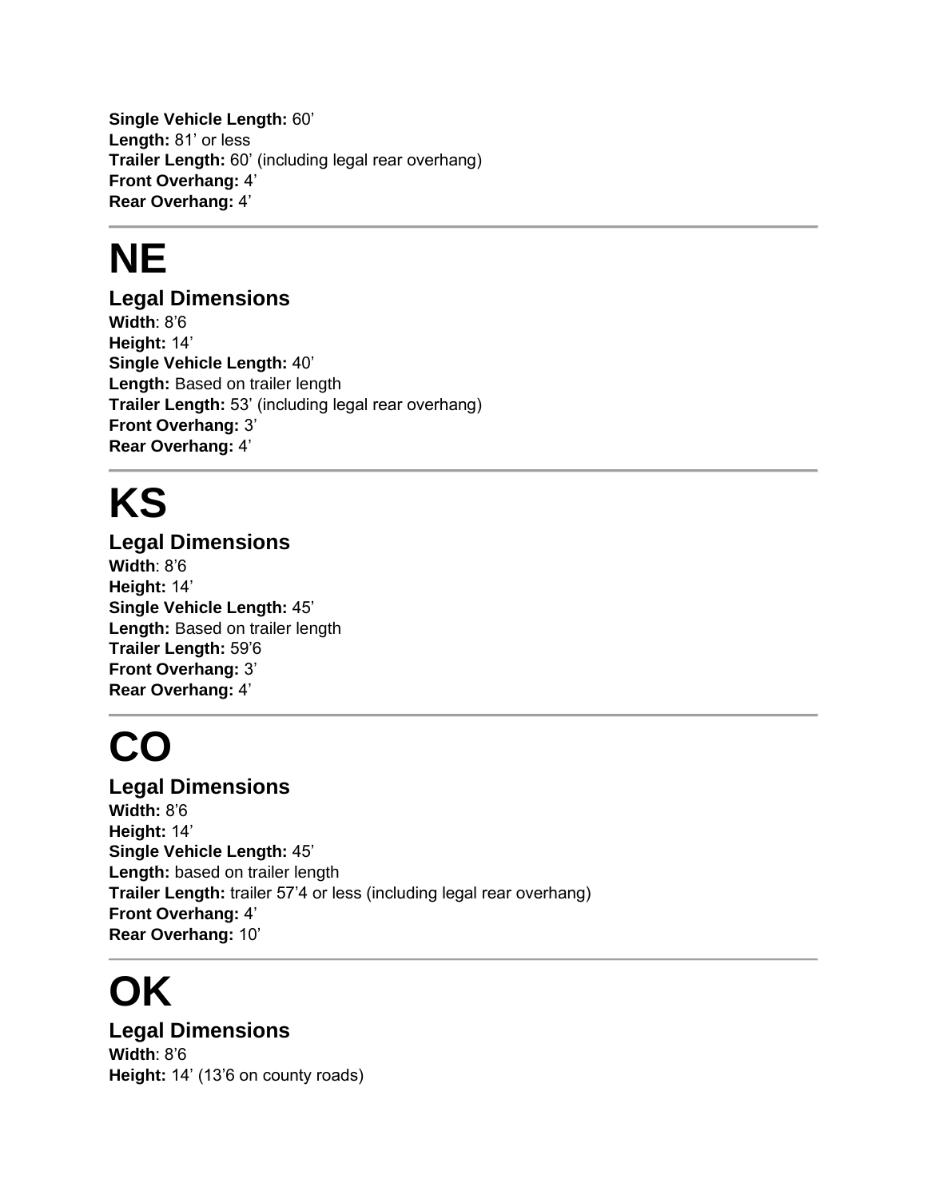**Single Vehicle Length:** 60’
**Length:** 81’ or less
**Trailer Length:** 60’ (including legal rear overhang)
**Front Overhang:** 4’
**Rear Overhang:** 4’

---

# NE

## Legal Dimensions

**Width**: 8’6
**Height:** 14’
**Single Vehicle Length:** 40’
**Length:** Based on trailer length
**Trailer Length:** 53’ (including legal rear overhang)
**Front Overhang:** 3’
**Rear Overhang:** 4’

---

# KS

## Legal Dimensions

**Width**: 8’6
**Height:** 14’
**Single Vehicle Length:** 45’
**Length:** Based on trailer length
**Trailer Length:** 59’6
**Front Overhang:** 3’
**Rear Overhang:** 4’

---

# CO

## Legal Dimensions

**Width:** 8’6
**Height:** 14’
**Single Vehicle Length:** 45’
**Length:** based on trailer length
**Trailer Length:** trailer 57’4 or less (including legal rear overhang)
**Front Overhang:** 4’
**Rear Overhang:** 10’

---

# OK

## Legal Dimensions

**Width**: 8’6
**Height:** 14’ (13’6 on county roads)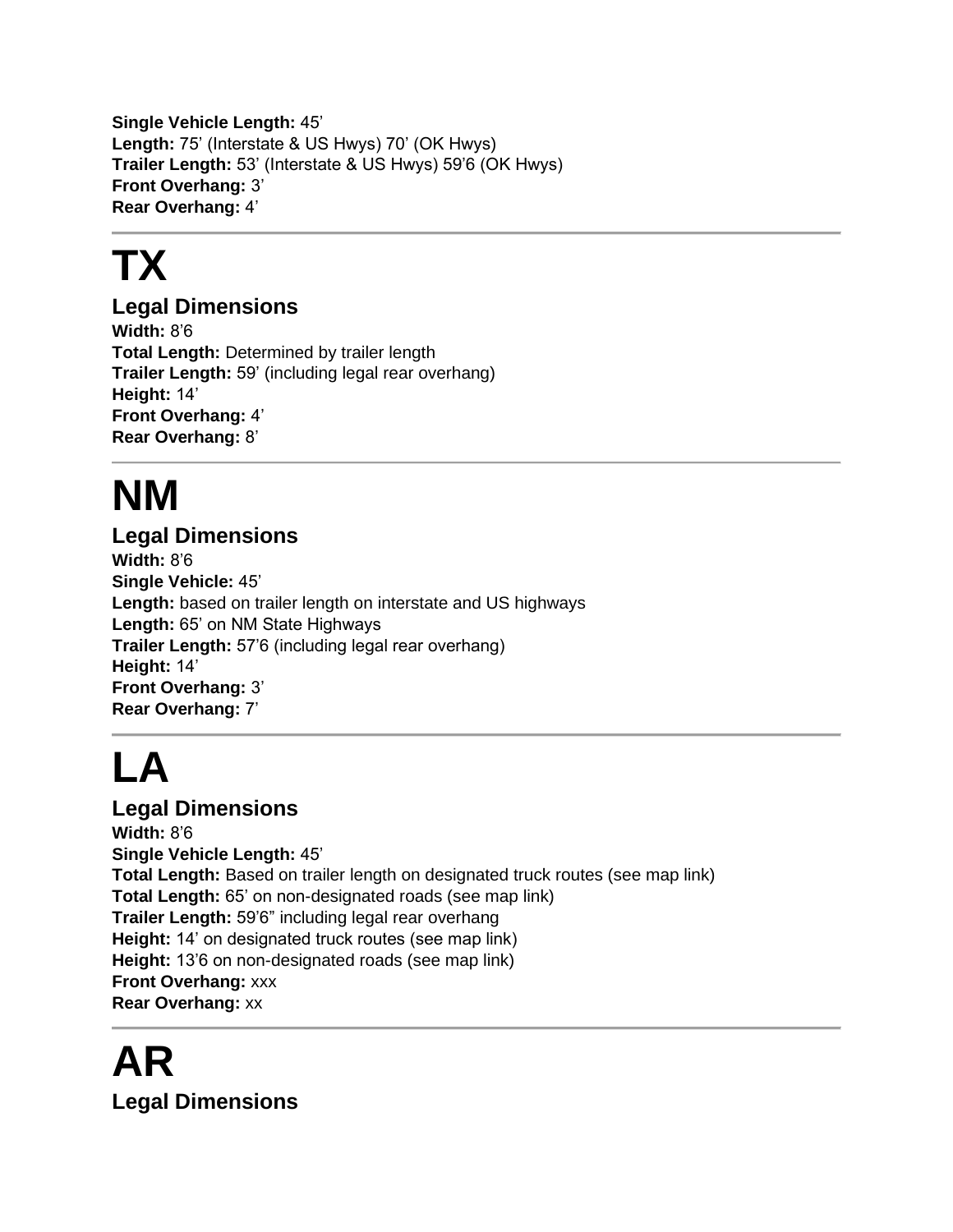**Single Vehicle Length:** 45’
**Length:** 75’ (Interstate & US Hwys) 70’ (OK Hwys)
**Trailer Length:** 53’ (Interstate & US Hwys) 59’6 (OK Hwys)
**Front Overhang:** 3’
**Rear Overhang:** 4’

---

# TX

## Legal Dimensions

**Width:** 8’6
**Total Length:** Determined by trailer length
**Trailer Length:** 59’ (including legal rear overhang)
**Height:** 14’
**Front Overhang:** 4’
**Rear Overhang:** 8’

---

# NM

## Legal Dimensions

**Width:** 8’6
**Single Vehicle:** 45’
**Length:** based on trailer length on interstate and US highways
**Length:** 65’ on NM State Highways
**Trailer Length:** 57’6 (including legal rear overhang)
**Height:** 14’
**Front Overhang:** 3’
**Rear Overhang:** 7’

---

# LA

## Legal Dimensions

**Width:** 8’6
**Single Vehicle Length:** 45’
**Total Length:** Based on trailer length on designated truck routes (see map link)
**Total Length:** 65’ on non-designated roads (see map link)
**Trailer Length:** 59’6” including legal rear overhang
**Height:** 14’ on designated truck routes (see map link)
**Height:** 13’6 on non-designated roads (see map link)
**Front Overhang:** xxx
**Rear Overhang:** xx

---

# AR

## Legal Dimensions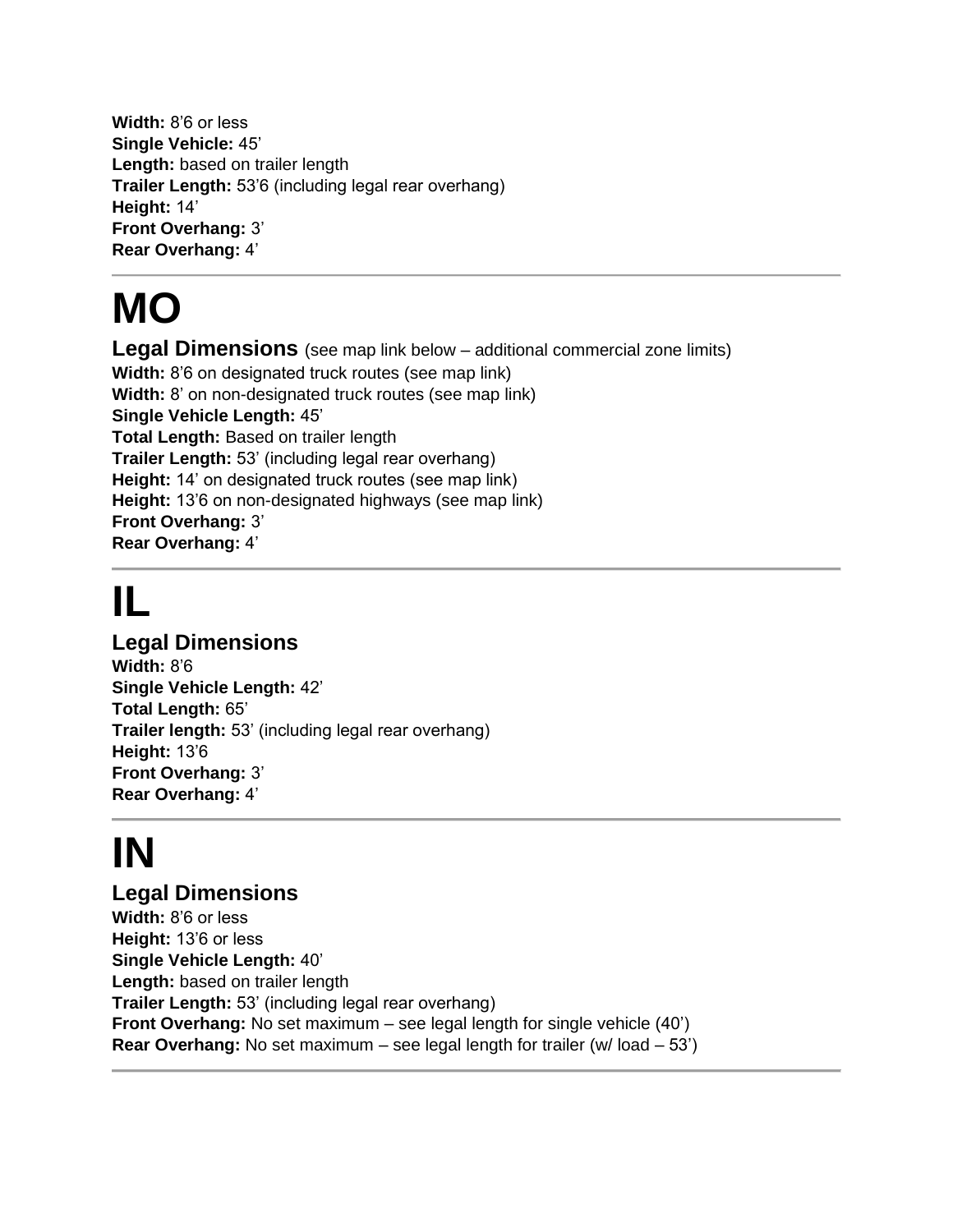**Width:** 8'6 or less
**Single Vehicle:** 45'
**Length:** based on trailer length
**Trailer Length:** 53'6 (including legal rear overhang)
**Height:** 14'
**Front Overhang:** 3'
**Rear Overhang:** 4'

---

# MO

## Legal Dimensions (see map link below – additional commercial zone limits)

**Width:** 8'6 on designated truck routes (see map link)
**Width:** 8' on non-designated truck routes (see map link)
**Single Vehicle Length:** 45'
**Total Length:** Based on trailer length
**Trailer Length:** 53' (including legal rear overhang)
**Height:** 14' on designated truck routes (see map link)
**Height:** 13'6 on non-designated highways (see map link)
**Front Overhang:** 3'
**Rear Overhang:** 4'

---

# IL

## Legal Dimensions

**Width:** 8'6
**Single Vehicle Length:** 42'
**Total Length:** 65'
**Trailer length:** 53' (including legal rear overhang)
**Height:** 13'6
**Front Overhang:** 3'
**Rear Overhang:** 4'

---

# IN

## Legal Dimensions

**Width:** 8'6 or less
**Height:** 13'6 or less
**Single Vehicle Length:** 40'
**Length:** based on trailer length
**Trailer Length:** 53' (including legal rear overhang)
**Front Overhang:** No set maximum – see legal length for single vehicle (40')
**Rear Overhang:** No set maximum – see legal length for trailer (w/ load – 53')

---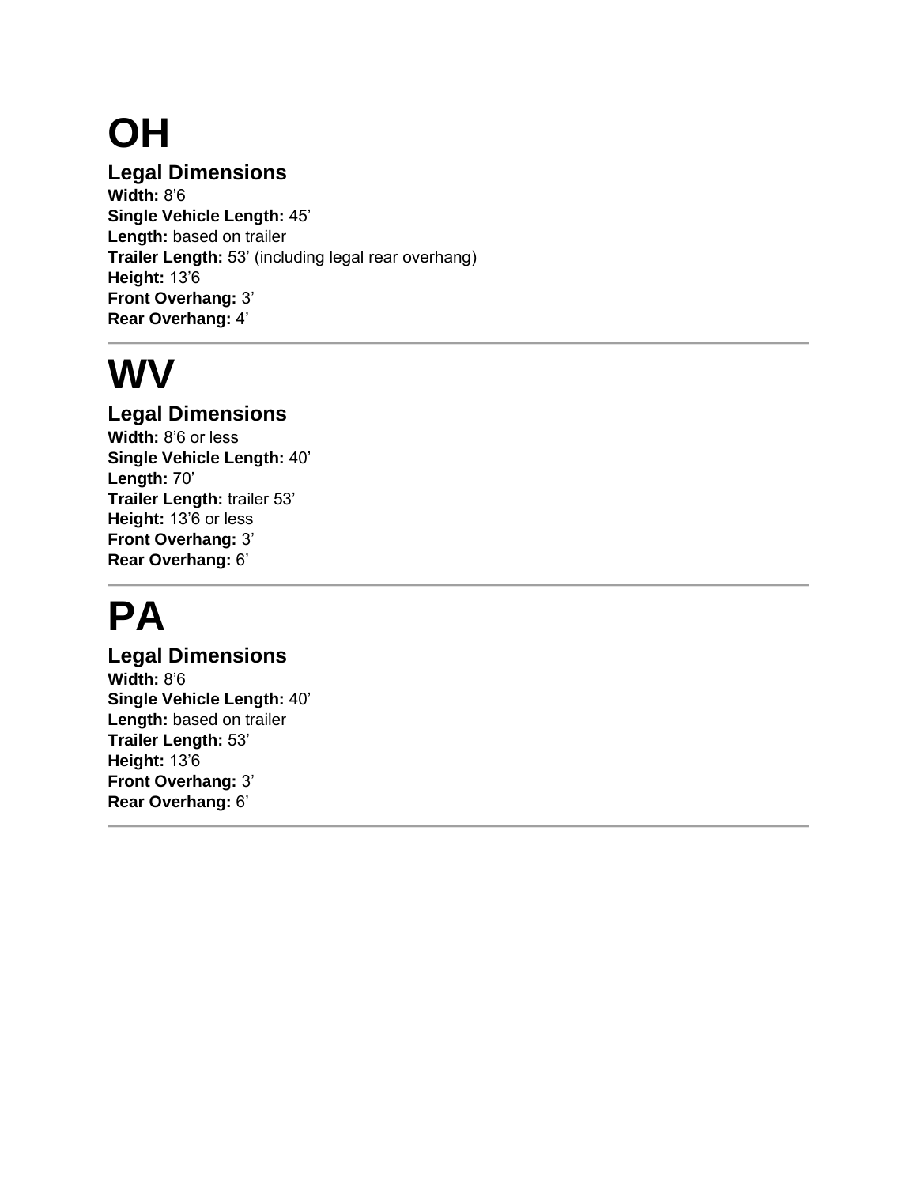# OH

## Legal Dimensions

**Width:** 8'6
**Single Vehicle Length:** 45'
**Length:** based on trailer
**Trailer Length:** 53' (including legal rear overhang)
**Height:** 13'6
**Front Overhang:** 3'
**Rear Overhang:** 4'

---

# WV

## Legal Dimensions

**Width:** 8'6 or less
**Single Vehicle Length:** 40'
**Length:** 70'
**Trailer Length:** trailer 53'
**Height:** 13'6 or less
**Front Overhang:** 3'
**Rear Overhang:** 6'

---

# PA

## Legal Dimensions

**Width:** 8'6
**Single Vehicle Length:** 40'
**Length:** based on trailer
**Trailer Length:** 53'
**Height:** 13'6
**Front Overhang:** 3'
**Rear Overhang:** 6'

---